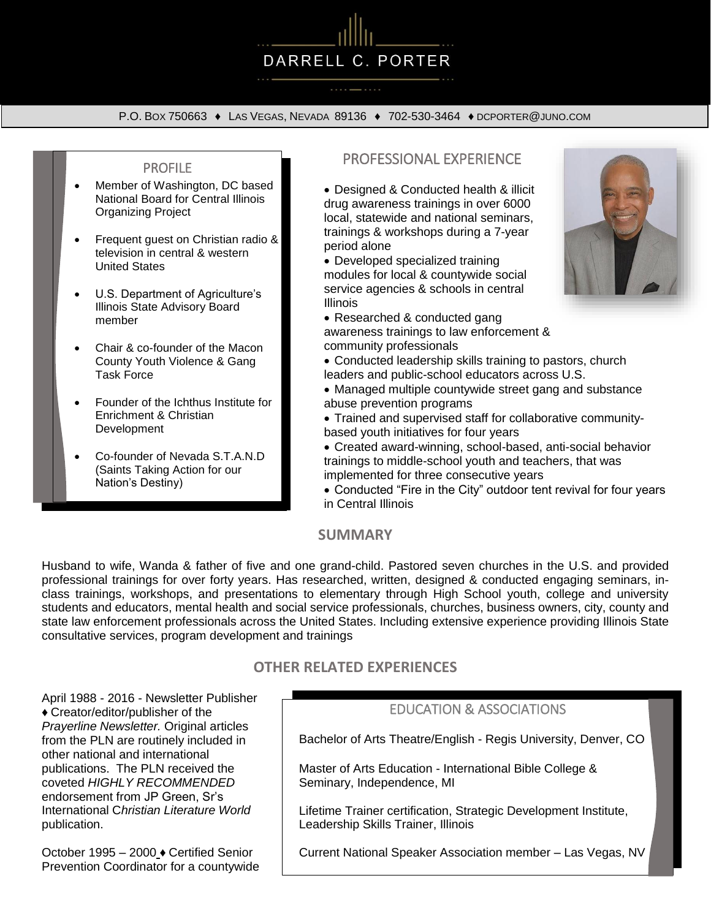# DARRELL C. PORTER

P.O. Box 750663 ♦ Las Vegas, Nevada 89136 ♦ 702-530-3464 ♦ dcporter@juno.com

## PROFILE

- Member of Washington, DC based National Board for Central Illinois Organizing Project
- Frequent guest on Christian radio & television in central & western United States
- U.S. Department of Agriculture's Illinois State Advisory Board member
- Chair & co-founder of the Macon County Youth Violence & Gang Task Force
- Founder of the Ichthus Institute for Enrichment & Christian Development
- Co-founder of Nevada S.T.A.N.D (Saints Taking Action for our Nation's Destiny)

## PROFESSIONAL EXPERIENCE

- Designed & Conducted health & illicit drug awareness trainings in over 6000 local, statewide and national seminars, trainings & workshops during a 7-year period alone
- Developed specialized training modules for local & countywide social service agencies & schools in central Illinois
- Researched & conducted gang awareness trainings to law enforcement & community professionals
- Conducted leadership skills training to pastors, church leaders and public-school educators across U.S.
- Managed multiple countywide street gang and substance abuse prevention programs
- Trained and supervised staff for collaborative community-based youth initiatives for four years
- Created award-winning, school-based, anti-social behavior trainings to middle-school youth and teachers, that was implemented for three consecutive years
- Conducted "Fire in the City" outdoor tent revival for four years in Central Illinois

## SUMMARY

Husband to wife, Wanda & father of five and one grand-child. Pastored seven churches in the U.S. and provided professional trainings for over forty years. Has researched, written, designed & conducted engaging seminars, in-class trainings, workshops, and presentations to elementary through High School youth, college and university students and educators, mental health and social service professionals, churches, business owners, city, county and state law enforcement professionals across the United States. Including extensive experience providing Illinois State consultative services, program development and trainings

## OTHER RELATED EXPERIENCES

April 1988 - 2016 - Newsletter Publisher ♦ Creator/editor/publisher of the *Prayerline Newsletter.* Original articles from the PLN are routinely included in other national and international publications. The PLN received the coveted *HIGHLY RECOMMENDED* endorsement from JP Green, Sr's International C*hristian Literature World* publication.

October 1995 – 2000 ♦ Certified Senior Prevention Coordinator for a countywide

## EDUCATION & ASSOCIATIONS

Bachelor of Arts Theatre/English - Regis University, Denver, CO

Master of Arts Education - International Bible College & Seminary, Independence, MI

Lifetime Trainer certification, Strategic Development Institute, Leadership Skills Trainer, Illinois

Current National Speaker Association member – Las Vegas, NV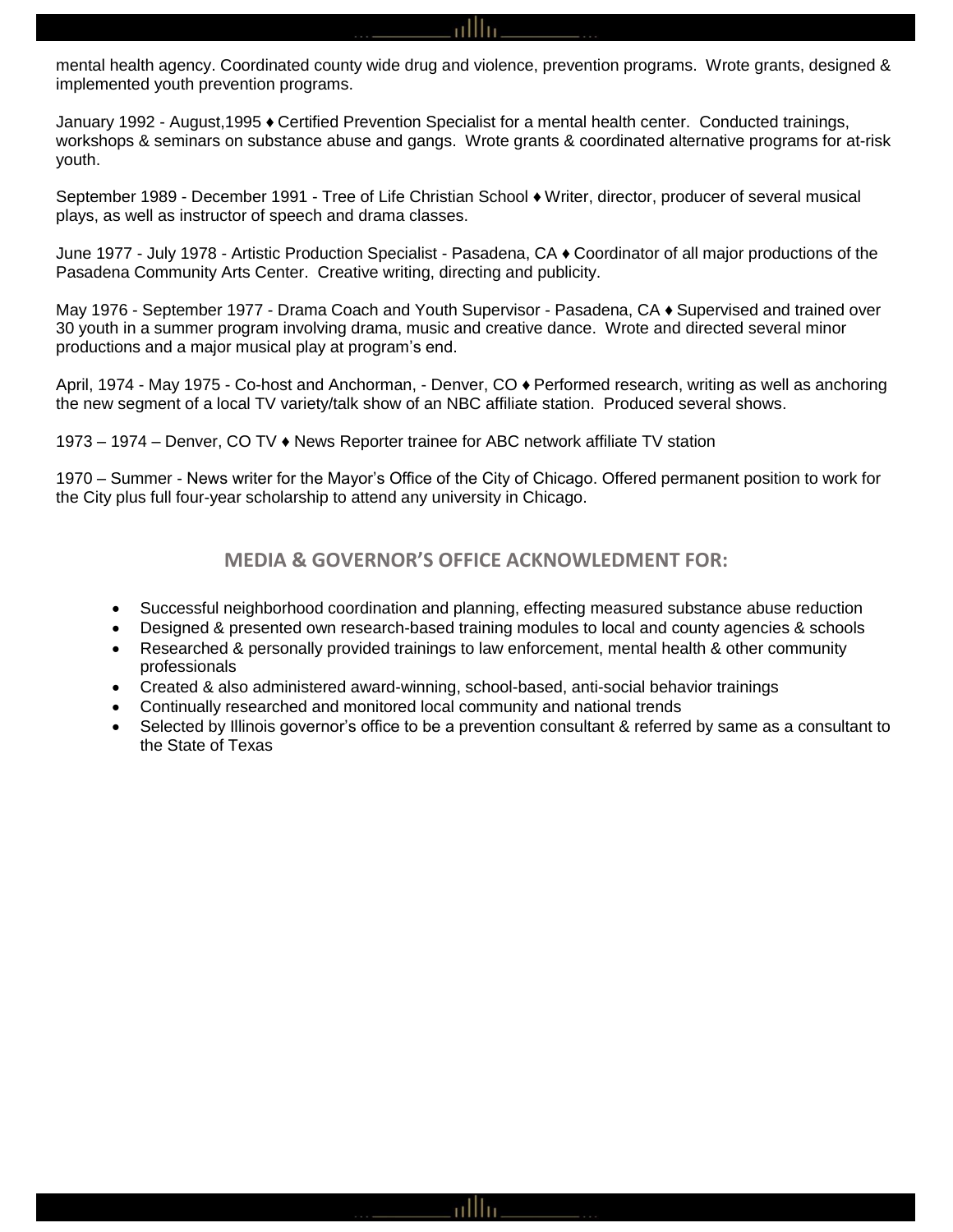mental health agency. Coordinated county wide drug and violence, prevention programs. Wrote grants, designed & implemented youth prevention programs.

January 1992 - August,1995 ♦ Certified Prevention Specialist for a mental health center. Conducted trainings, workshops & seminars on substance abuse and gangs. Wrote grants & coordinated alternative programs for at-risk youth.

September 1989 - December 1991 - Tree of Life Christian School ♦ Writer, director, producer of several musical plays, as well as instructor of speech and drama classes.

June 1977 - July 1978 - Artistic Production Specialist - Pasadena, CA ♦ Coordinator of all major productions of the Pasadena Community Arts Center. Creative writing, directing and publicity.

May 1976 - September 1977 - Drama Coach and Youth Supervisor - Pasadena, CA ♦ Supervised and trained over 30 youth in a summer program involving drama, music and creative dance. Wrote and directed several minor productions and a major musical play at program's end.

April, 1974 - May 1975 - Co-host and Anchorman, - Denver, CO ♦ Performed research, writing as well as anchoring the new segment of a local TV variety/talk show of an NBC affiliate station. Produced several shows.

1973 – 1974 – Denver, CO TV ♦ News Reporter trainee for ABC network affiliate TV station

1970 – Summer - News writer for the Mayor's Office of the City of Chicago. Offered permanent position to work for the City plus full four-year scholarship to attend any university in Chicago.

## MEDIA & GOVERNOR'S OFFICE ACKNOWLEDMENT FOR:

- Successful neighborhood coordination and planning, effecting measured substance abuse reduction
- Designed & presented own research-based training modules to local and county agencies & schools
- Researched & personally provided trainings to law enforcement, mental health & other community professionals
- Created & also administered award-winning, school-based, anti-social behavior trainings
- Continually researched and monitored local community and national trends
- Selected by Illinois governor's office to be a prevention consultant & referred by same as a consultant to the State of Texas